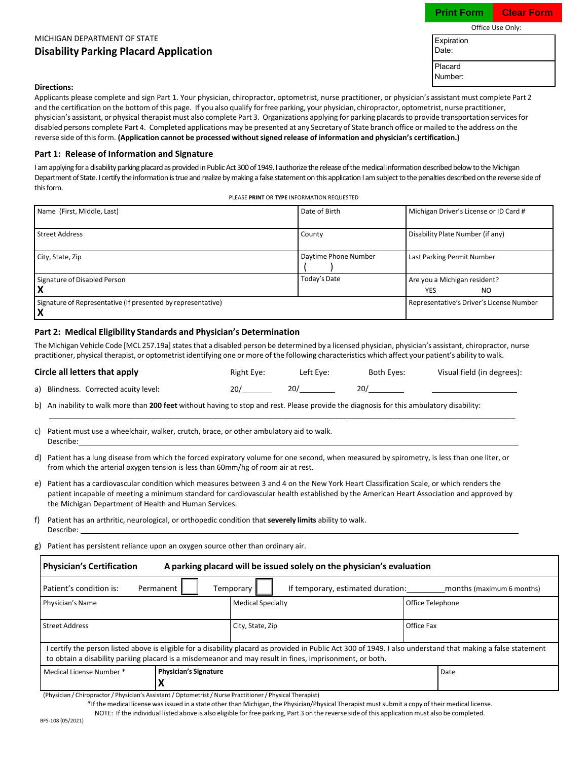Print Form | Clear Form

Office Use Only:

| Expiration Date: |
|---|
| Placard Number: |

MICHIGAN DEPARTMENT OF STATE

## Disability Parking Placard Application

**Directions:**

Applicants please complete and sign Part 1. Your physician, chiropractor, optometrist, nurse practitioner, or physician's assistant must complete Part 2 and the certification on the bottom of this page. If you also qualify for free parking, your physician, chiropractor, optometrist, nurse practitioner, physician's assistant, or physical therapist must also complete Part 3. Organizations applying for parking placards to provide transportation services for disabled persons complete Part 4. Completed applications may be presented at any Secretary of State branch office or mailed to the address on the reverse side of this form. **(Application cannot be processed without signed release of information and physician's certification.)**

### Part 1: Release of Information and Signature

I am applying for a disability parking placard as provided in Public Act 300 of 1949. I authorize the release of the medical information described below to the Michigan Department of State. I certify the information is true and realize by making a false statement on this application I am subject to the penalties described on the reverse side of this form.

PLEASE **PRINT** OR **TYPE** INFORMATION REQUESTED

| Name (First, Middle, Last) | Date of Birth | Michigan Driver's License or ID Card # |
|---|---|---|
| Street Address | County | Disability Plate Number (if any) |
| City, State, Zip | Daytime Phone Number ( ) | Last Parking Permit Number |
| Signature of Disabled Person X | Today's Date | Are you a Michigan resident? YES NO |
| Signature of Representative (If presented by representative) X | | Representative's Driver's License Number |

### Part 2: Medical Eligibility Standards and Physician's Determination

The Michigan Vehicle Code [MCL 257.19a] states that a disabled person be determined by a licensed physician, physician's assistant, chiropractor, nurse practitioner, physical therapist, or optometrist identifying one or more of the following characteristics which affect your patient's ability to walk.

| **Circle all letters that apply** | Right Eye: | Left Eye: | Both Eyes: | Visual field (in degrees): |
|---|---|---|---|---|
| a) Blindness. Corrected acuity level: | 20/_______ | 20/_______ | 20/_______ | ____________ |

b) An inability to walk more than **200 feet** without having to stop and rest. Please provide the diagnosis for this ambulatory disability:
______________________________________________________________

c) Patient must use a wheelchair, walker, crutch, brace, or other ambulatory aid to walk.
Describe: ______________________________________________________

d) Patient has a lung disease from which the forced expiratory volume for one second, when measured by spirometry, is less than one liter, or from which the arterial oxygen tension is less than 60mm/hg of room air at rest.

e) Patient has a cardiovascular condition which measures between 3 and 4 on the New York Heart Classification Scale, or which renders the patient incapable of meeting a minimum standard for cardiovascular health established by the American Heart Association and approved by the Michigan Department of Health and Human Services.

f) Patient has an arthritic, neurological, or orthopedic condition that **severely limits** ability to walk.
Describe: ______________________________________________________

g) Patient has persistent reliance upon an oxygen source other than ordinary air.

**Physician's Certification** **A parking placard will be issued solely on the physician's evaluation**

Patient's condition is: Permanent ☐ Temporary ☐ If temporary, estimated duration:_________months (maximum 6 months)

| Physician's Name | Medical Specialty | Office Telephone |
|---|---|---|
| Street Address | City, State, Zip | Office Fax |

I certify the person listed above is eligible for a disability placard as provided in Public Act 300 of 1949. I also understand that making a false statement to obtain a disability parking placard is a misdemeanor and may result in fines, imprisonment, or both.

| Medical License Number * | **Physician's Signature** X | Date |
|---|---|---|

(Physician / Chiropractor / Physician's Assistant / Optometrist / Nurse Practitioner / Physical Therapist)

*If the medical license was issued in a state other than Michigan, the Physician/Physical Therapist must submit a copy of their medical license.

NOTE: If the individual listed above is also eligible for free parking, Part 3 on the reverse side of this application must also be completed.

BFS-108 (05/2021)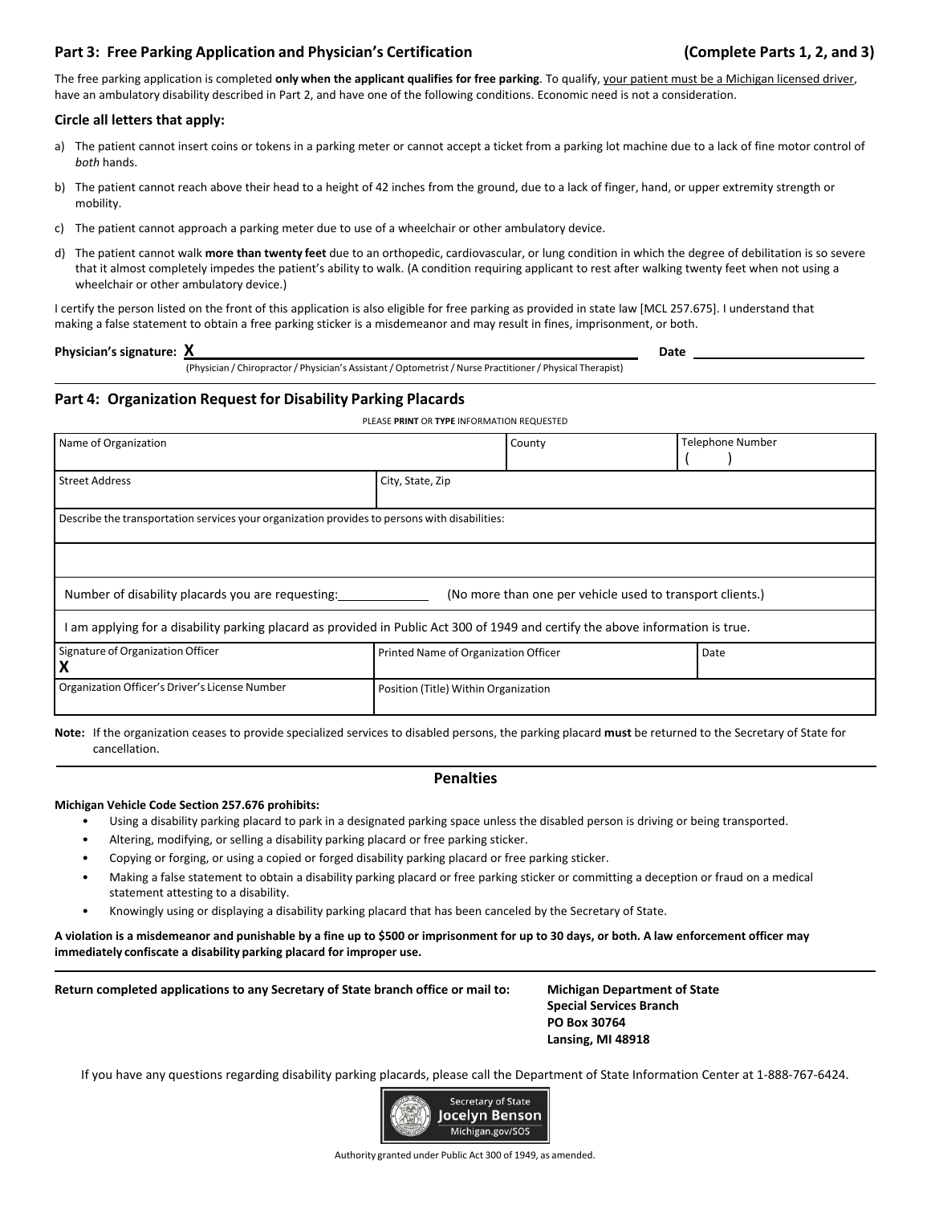## Part 3: Free Parking Application and Physician's Certification (Complete Parts 1, 2, and 3)

The free parking application is completed **only when the applicant qualifies for free parking**. To qualify, your patient must be a Michigan licensed driver, have an ambulatory disability described in Part 2, and have one of the following conditions. Economic need is not a consideration.

### Circle all letters that apply:

a) The patient cannot insert coins or tokens in a parking meter or cannot accept a ticket from a parking lot machine due to a lack of fine motor control of *both* hands.

b) The patient cannot reach above their head to a height of 42 inches from the ground, due to a lack of finger, hand, or upper extremity strength or mobility.

c) The patient cannot approach a parking meter due to use of a wheelchair or other ambulatory device.

d) The patient cannot walk **more than twenty feet** due to an orthopedic, cardiovascular, or lung condition in which the degree of debilitation is so severe that it almost completely impedes the patient's ability to walk. (A condition requiring applicant to rest after walking twenty feet when not using a wheelchair or other ambulatory device.)

I certify the person listed on the front of this application is also eligible for free parking as provided in state law [MCL 257.675]. I understand that making a false statement to obtain a free parking sticker is a misdemeanor and may result in fines, imprisonment, or both.

**Physician's signature: X** ______________________________ **Date** ____________________

(Physician / Chiropractor / Physician's Assistant / Optometrist / Nurse Practitioner / Physical Therapist)

## Part 4: Organization Request for Disability Parking Placards

PLEASE **PRINT** OR **TYPE** INFORMATION REQUESTED

| | | | |
|---|---|---|---|
| Name of Organization | | County | Telephone Number ( ) |
| Street Address | City, State, Zip | | |
| Describe the transportation services your organization provides to persons with disabilities: | | | |
| | | | |
| Number of disabilities placards you are requesting: ________ (No more than one per vehicle used to transport clients.) | | | |
| I am applying for a disability parking placard as provided in Public Act 300 of 1949 and certify the above information is true. | | | |
| Signature of Organization Officer X | Printed Name of Organization Officer | | Date |
| Organization Officer's Driver's License Number | Position (Title) Within Organization | | |

**Note:** If the organization ceases to provide specialized services to disabled persons, the parking placard **must** be returned to the Secretary of State for cancellation.

## Penalties

**Michigan Vehicle Code Section 257.676 prohibits:**

- Using a disability parking placard to park in a designated parking space unless the disabled person is driving or being transported.
- Altering, modifying, or selling a disability parking placard or free parking sticker.
- Copying or forging, or using a copied or forged disability parking placard or free parking sticker.
- Making a false statement to obtain a disability parking placard or free parking sticker or committing a deception or fraud on a medical statement attesting to a disability.
- Knowingly using or displaying a disability parking placard that has been canceled by the Secretary of State.

**A violation is a misdemeanor and punishable by a fine up to $500 or imprisonment for up to 30 days, or both. A law enforcement officer may immediately confiscate a disability parking placard for improper use.**

**Return completed applications to any Secretary of State branch office or mail to:**

**Michigan Department of State**
**Special Services Branch**
**PO Box 30764**
**Lansing, MI 48918**

If you have any questions regarding disability parking placards, please call the Department of State Information Center at 1-888-767-6424.

Secretary of State
Jocelyn Benson
Michigan.gov/SOS

Authority granted under Public Act 300 of 1949, as amended.